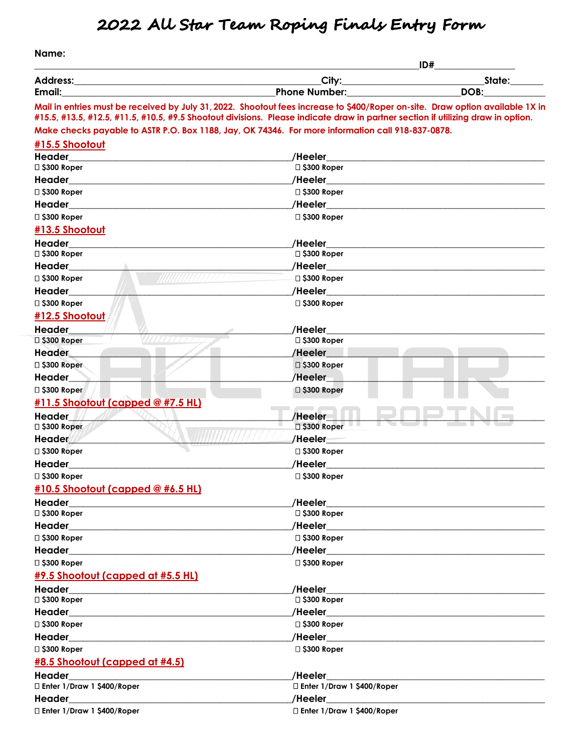# 2022 All Star Team Roping Finals Entry Form

**Name:** \_\_\_\_\_\_\_\_\_\_\_\_\_\_\_\_\_\_\_\_\_\_\_\_\_\_\_\_\_\_\_\_\_\_\_\_\_\_\_\_ **ID#**\_\_\_\_\_\_\_\_\_\_\_\_\_\_\_\_

**Address:**\_\_\_\_\_\_\_\_\_\_\_\_\_\_\_\_\_\_\_\_\_\_\_\_\_\_\_\_\_\_\_\_\_\_\_\_\_\_\_\_ **City:**\_\_\_\_\_\_\_\_\_\_\_\_\_\_\_\_\_\_\_\_\_\_\_\_ **State:**\_\_\_\_\_\_\_

**Email:**\_\_\_\_\_\_\_\_\_\_\_\_\_\_\_\_\_\_\_\_\_\_\_\_\_\_\_\_\_\_\_\_\_\_\_\_\_\_ **Phone Number:**\_\_\_\_\_\_\_\_\_\_\_\_\_\_\_\_\_\_\_\_\_\_\_ **DOB:**\_\_\_\_\_\_\_\_\_\_\_\_

**Mail in entries must be received by July 31, 2022. Shootout fees increase to $400/Roper on-site. Draw option available 1X in #15.5, #13.5, #12.5, #11.5, #10.5, #9.5 Shootout divisions. Please indicate draw in partner section if utilizing draw in option.**

**Make checks payable to ASTR P.O. Box 1188, Jay, OK 74346. For more information call 918-837-0878.**

## #15.5 Shootout

**Header**\_\_\_\_\_\_\_\_\_\_\_\_\_\_\_\_\_\_\_\_\_\_\_\_\_\_\_\_\_\_\_\_\_\_ **/Heeler**\_\_\_\_\_\_\_\_\_\_\_\_\_\_\_\_\_\_\_\_\_\_\_\_\_\_\_\_\_\_\_\_\_\_
☐ $300 Roper ☐ $300 Roper

**Header**\_\_\_\_\_\_\_\_\_\_\_\_\_\_\_\_\_\_\_\_\_\_\_\_\_\_\_\_\_\_\_\_\_\_ **/Heeler**\_\_\_\_\_\_\_\_\_\_\_\_\_\_\_\_\_\_\_\_\_\_\_\_\_\_\_\_\_\_\_\_\_\_
☐ $300 Roper ☐ $300 Roper

**Header**\_\_\_\_\_\_\_\_\_\_\_\_\_\_\_\_\_\_\_\_\_\_\_\_\_\_\_\_\_\_\_\_\_\_ **/Heeler**\_\_\_\_\_\_\_\_\_\_\_\_\_\_\_\_\_\_\_\_\_\_\_\_\_\_\_\_\_\_\_\_\_\_
☐ $300 Roper ☐ $300 Roper

## #13.5 Shootout

**Header**\_\_\_\_\_\_\_\_\_\_\_\_\_\_\_\_\_\_\_\_\_\_\_\_\_\_\_\_\_\_\_\_\_\_ **/Heeler**\_\_\_\_\_\_\_\_\_\_\_\_\_\_\_\_\_\_\_\_\_\_\_\_\_\_\_\_\_\_\_\_\_\_
☐ $300 Roper ☐ $300 Roper

**Header**\_\_\_\_\_\_\_\_\_\_\_\_\_\_\_\_\_\_\_\_\_\_\_\_\_\_\_\_\_\_\_\_\_\_ **/Heeler**\_\_\_\_\_\_\_\_\_\_\_\_\_\_\_\_\_\_\_\_\_\_\_\_\_\_\_\_\_\_\_\_\_\_
☐ $300 Roper ☐ $300 Roper

**Header**\_\_\_\_\_\_\_\_\_\_\_\_\_\_\_\_\_\_\_\_\_\_\_\_\_\_\_\_\_\_\_\_\_\_ **/Heeler**\_\_\_\_\_\_\_\_\_\_\_\_\_\_\_\_\_\_\_\_\_\_\_\_\_\_\_\_\_\_\_\_\_\_
☐ $300 Roper ☐ $300 Roper

## #12.5 Shootout

**Header**\_\_\_\_\_\_\_\_\_\_\_\_\_\_\_\_\_\_\_\_\_\_\_\_\_\_\_\_\_\_\_\_\_\_ **/Heeler**\_\_\_\_\_\_\_\_\_\_\_\_\_\_\_\_\_\_\_\_\_\_\_\_\_\_\_\_\_\_\_\_\_\_
☐ $300 Roper ☐ $300 Roper

**Header**\_\_\_\_\_\_\_\_\_\_\_\_\_\_\_\_\_\_\_\_\_\_\_\_\_\_\_\_\_\_\_\_\_\_ **/Heeler**\_\_\_\_\_\_\_\_\_\_\_\_\_\_\_\_\_\_\_\_\_\_\_\_\_\_\_\_\_\_\_\_\_\_
☐ $300 Roper ☐ $300 Roper

**Header**\_\_\_\_\_\_\_\_\_\_\_\_\_\_\_\_\_\_\_\_\_\_\_\_\_\_\_\_\_\_\_\_\_\_ **/Heeler**\_\_\_\_\_\_\_\_\_\_\_\_\_\_\_\_\_\_\_\_\_\_\_\_\_\_\_\_\_\_\_\_\_\_
☐ $300 Roper ☐ $300 Roper

## #11.5 Shootout (capped @ #7.5 HL)

**Header**\_\_\_\_\_\_\_\_\_\_\_\_\_\_\_\_\_\_\_\_\_\_\_\_\_\_\_\_\_\_\_\_\_\_ **/Heeler**\_\_\_\_\_\_\_\_\_\_\_\_\_\_\_\_\_\_\_\_\_\_\_\_\_\_\_\_\_\_\_\_\_\_
☐ $300 Roper ☐ $300 Roper

**Header**\_\_\_\_\_\_\_\_\_\_\_\_\_\_\_\_\_\_\_\_\_\_\_\_\_\_\_\_\_\_\_\_\_\_ **/Heeler**\_\_\_\_\_\_\_\_\_\_\_\_\_\_\_\_\_\_\_\_\_\_\_\_\_\_\_\_\_\_\_\_\_\_
☐ $300 Roper ☐ $300 Roper

**Header**\_\_\_\_\_\_\_\_\_\_\_\_\_\_\_\_\_\_\_\_\_\_\_\_\_\_\_\_\_\_\_\_\_\_ **/Heeler**\_\_\_\_\_\_\_\_\_\_\_\_\_\_\_\_\_\_\_\_\_\_\_\_\_\_\_\_\_\_\_\_\_\_
☐ $300 Roper ☐ $300 Roper

## #10.5 Shootout (capped @ #6.5 HL)

**Header**\_\_\_\_\_\_\_\_\_\_\_\_\_\_\_\_\_\_\_\_\_\_\_\_\_\_\_\_\_\_\_\_\_\_ **/Heeler**\_\_\_\_\_\_\_\_\_\_\_\_\_\_\_\_\_\_\_\_\_\_\_\_\_\_\_\_\_\_\_\_\_\_
☐ $300 Roper ☐ $300 Roper

**Header**\_\_\_\_\_\_\_\_\_\_\_\_\_\_\_\_\_\_\_\_\_\_\_\_\_\_\_\_\_\_\_\_\_\_ **/Heeler**\_\_\_\_\_\_\_\_\_\_\_\_\_\_\_\_\_\_\_\_\_\_\_\_\_\_\_\_\_\_\_\_\_\_
☐ $300 Roper ☐ $300 Roper

**Header**\_\_\_\_\_\_\_\_\_\_\_\_\_\_\_\_\_\_\_\_\_\_\_\_\_\_\_\_\_\_\_\_\_\_ **/Heeler**\_\_\_\_\_\_\_\_\_\_\_\_\_\_\_\_\_\_\_\_\_\_\_\_\_\_\_\_\_\_\_\_\_\_
☐ $300 Roper ☐ $300 Roper

## #9.5 Shootout (capped at #5.5 HL)

**Header**\_\_\_\_\_\_\_\_\_\_\_\_\_\_\_\_\_\_\_\_\_\_\_\_\_\_\_\_\_\_\_\_\_\_ **/Heeler**\_\_\_\_\_\_\_\_\_\_\_\_\_\_\_\_\_\_\_\_\_\_\_\_\_\_\_\_\_\_\_\_\_\_
☐ $300 Roper ☐ $300 Roper

**Header**\_\_\_\_\_\_\_\_\_\_\_\_\_\_\_\_\_\_\_\_\_\_\_\_\_\_\_\_\_\_\_\_\_\_ **/Heeler**\_\_\_\_\_\_\_\_\_\_\_\_\_\_\_\_\_\_\_\_\_\_\_\_\_\_\_\_\_\_\_\_\_\_
☐ $300 Roper ☐ $300 Roper

**Header**\_\_\_\_\_\_\_\_\_\_\_\_\_\_\_\_\_\_\_\_\_\_\_\_\_\_\_\_\_\_\_\_\_\_ **/Heeler**\_\_\_\_\_\_\_\_\_\_\_\_\_\_\_\_\_\_\_\_\_\_\_\_\_\_\_\_\_\_\_\_\_\_
☐ $300 Roper ☐ $300 Roper

## #8.5 Shootout (capped at #4.5)

**Header**\_\_\_\_\_\_\_\_\_\_\_\_\_\_\_\_\_\_\_\_\_\_\_\_\_\_\_\_\_\_\_\_\_\_ **/Heeler**\_\_\_\_\_\_\_\_\_\_\_\_\_\_\_\_\_\_\_\_\_\_\_\_\_\_\_\_\_\_\_\_\_\_
☐ Enter 1/Draw 1 $400/Roper ☐ Enter 1/Draw 1 $400/Roper

**Header**\_\_\_\_\_\_\_\_\_\_\_\_\_\_\_\_\_\_\_\_\_\_\_\_\_\_\_\_\_\_\_\_\_\_ **/Heeler**\_\_\_\_\_\_\_\_\_\_\_\_\_\_\_\_\_\_\_\_\_\_\_\_\_\_\_\_\_\_\_\_\_\_
☐ Enter 1/Draw 1 $400/Roper ☐ Enter 1/Draw 1 $400/Roper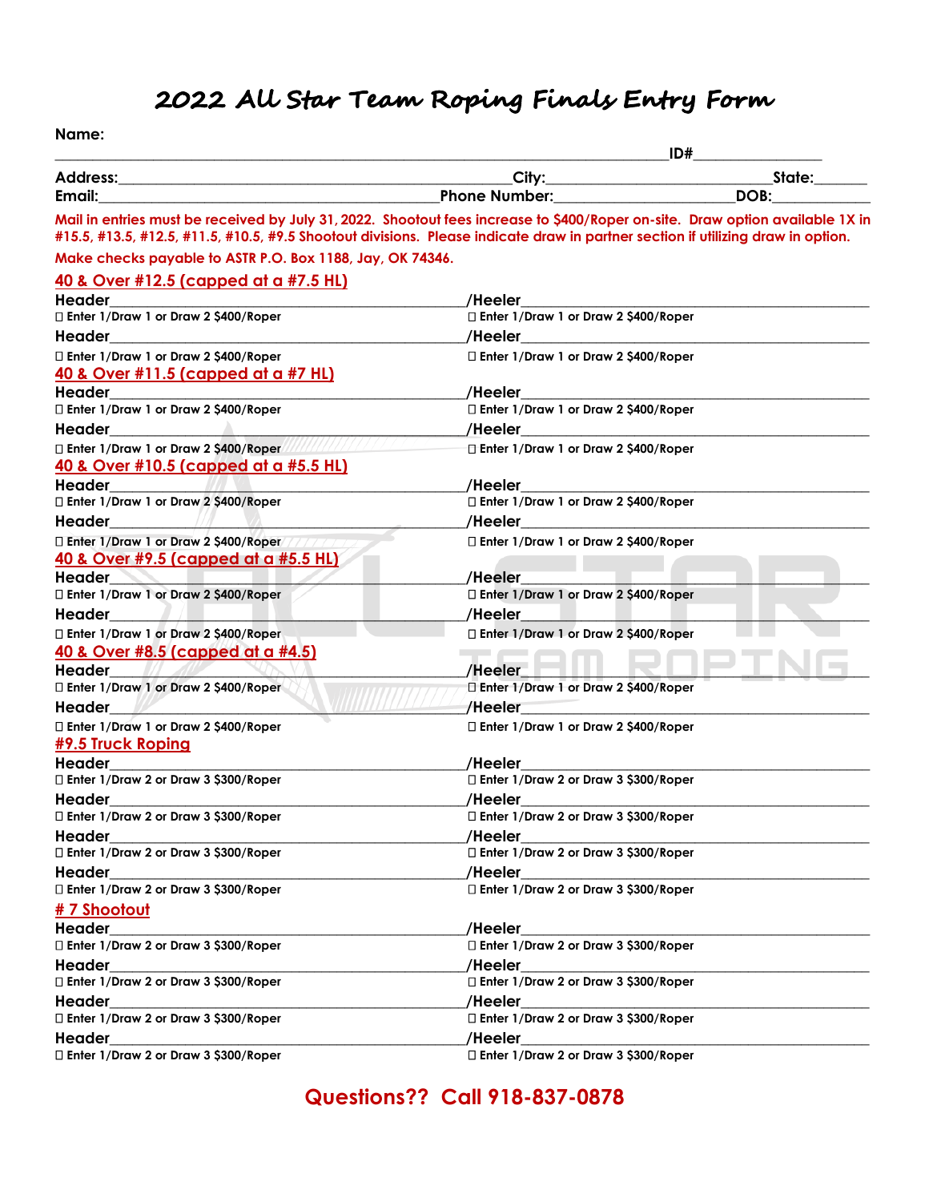# 2022 All Star Team Roping Finals Entry Form

**Name:** ______________________________________________ **ID#**________________

**Address:**______________________________ **City:**______________________ **State:**______

**Email:**______________________________ **Phone Number:**____________________ **DOB:**__________

**Mail in entries must be received by July 31, 2022. Shootout fees increase to $400/Roper on-site. Draw option available 1X in #15.5, #13.5, #12.5, #11.5, #10.5, #9.5 Shootout divisions. Please indicate draw in partner section if utilizing draw in option.**

**Make checks payable to ASTR P.O. Box 1188, Jay, OK 74346.**

## 40 & Over #12.5 (capped at a #7.5 HL)

**Header**______________________________ **/Heeler**______________________________
☐ Enter 1/Draw 1 or Draw 2 $400/Roper ☐ Enter 1/Draw 1 or Draw 2 $400/Roper

**Header**______________________________ **/Heeler**______________________________
☐ Enter 1/Draw 1 or Draw 2 $400/Roper ☐ Enter 1/Draw 1 or Draw 2 $400/Roper

## 40 & Over #11.5 (capped at a #7 HL)

**Header**______________________________ **/Heeler**______________________________
☐ Enter 1/Draw 1 or Draw 2 $400/Roper ☐ Enter 1/Draw 1 or Draw 2 $400/Roper

**Header**______________________________ **/Heeler**______________________________
☐ Enter 1/Draw 1 or Draw 2 $400/Roper ☐ Enter 1/Draw 1 or Draw 2 $400/Roper

## 40 & Over #10.5 (capped at a #5.5 HL)

**Header**______________________________ **/Heeler**______________________________
☐ Enter 1/Draw 1 or Draw 2 $400/Roper ☐ Enter 1/Draw 1 or Draw 2 $400/Roper

**Header**______________________________ **/Heeler**______________________________
☐ Enter 1/Draw 1 or Draw 2 $400/Roper ☐ Enter 1/Draw 1 or Draw 2 $400/Roper

## 40 & Over #9.5 (capped at a #5.5 HL)

**Header**______________________________ **/Heeler**______________________________
☐ Enter 1/Draw 1 or Draw 2 $400/Roper ☐ Enter 1/Draw 1 or Draw 2 $400/Roper

**Header**______________________________ **/Heeler**______________________________
☐ Enter 1/Draw 1 or Draw 2 $400/Roper ☐ Enter 1/Draw 1 or Draw 2 $400/Roper

## 40 & Over #8.5 (capped at a #4.5)

**Header**______________________________ **/Heeler**______________________________
☐ Enter 1/Draw 1 or Draw 2 $400/Roper ☐ Enter 1/Draw 1 or Draw 2 $400/Roper

**Header**______________________________ **/Heeler**______________________________
☐ Enter 1/Draw 1 or Draw 2 $400/Roper ☐ Enter 1/Draw 1 or Draw 2 $400/Roper

## #9.5 Truck Roping

**Header**______________________________ **/Heeler**______________________________
☐ Enter 1/Draw 2 or Draw 3 $300/Roper ☐ Enter 1/Draw 2 or Draw 3 $300/Roper

**Header**______________________________ **/Heeler**______________________________
☐ Enter 1/Draw 2 or Draw 3 $300/Roper ☐ Enter 1/Draw 2 or Draw 3 $300/Roper

**Header**______________________________ **/Heeler**______________________________
☐ Enter 1/Draw 2 or Draw 3 $300/Roper ☐ Enter 1/Draw 2 or Draw 3 $300/Roper

**Header**______________________________ **/Heeler**______________________________
☐ Enter 1/Draw 2 or Draw 3 $300/Roper ☐ Enter 1/Draw 2 or Draw 3 $300/Roper

## # 7 Shootout

**Header**______________________________ **/Heeler**______________________________
☐ Enter 1/Draw 2 or Draw 3 $300/Roper ☐ Enter 1/Draw 2 or Draw 3 $300/Roper

**Header**______________________________ **/Heeler**______________________________
☐ Enter 1/Draw 2 or Draw 3 $300/Roper ☐ Enter 1/Draw 2 or Draw 3 $300/Roper

**Header**______________________________ **/Heeler**______________________________
☐ Enter 1/Draw 2 or Draw 3 $300/Roper ☐ Enter 1/Draw 2 or Draw 3 $300/Roper

**Header**______________________________ **/Heeler**______________________________
☐ Enter 1/Draw 2 or Draw 3 $300/Roper ☐ Enter 1/Draw 2 or Draw 3 $300/Roper

**Questions?? Call 918-837-0878**